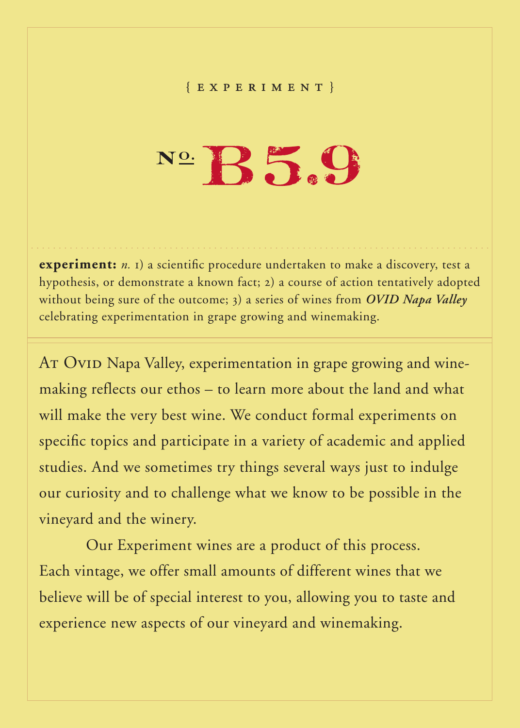{ EXPERIMENT }

# No. B5.9

**experiment:** *n.* 1) a scientific procedure undertaken to make a discovery, test a hypothesis, or demonstrate a known fact; 2) a course of action tentatively adopted without being sure of the outcome; 3) a series of wines from ***OVID Napa Valley*** celebrating experimentation in grape growing and winemaking.

At Ovid Napa Valley, experimentation in grape growing and winemaking reflects our ethos – to learn more about the land and what will make the very best wine. We conduct formal experiments on specific topics and participate in a variety of academic and applied studies. And we sometimes try things several ways just to indulge our curiosity and to challenge what we know to be possible in the vineyard and the winery.

Our Experiment wines are a product of this process. Each vintage, we offer small amounts of different wines that we believe will be of special interest to you, allowing you to taste and experience new aspects of our vineyard and winemaking.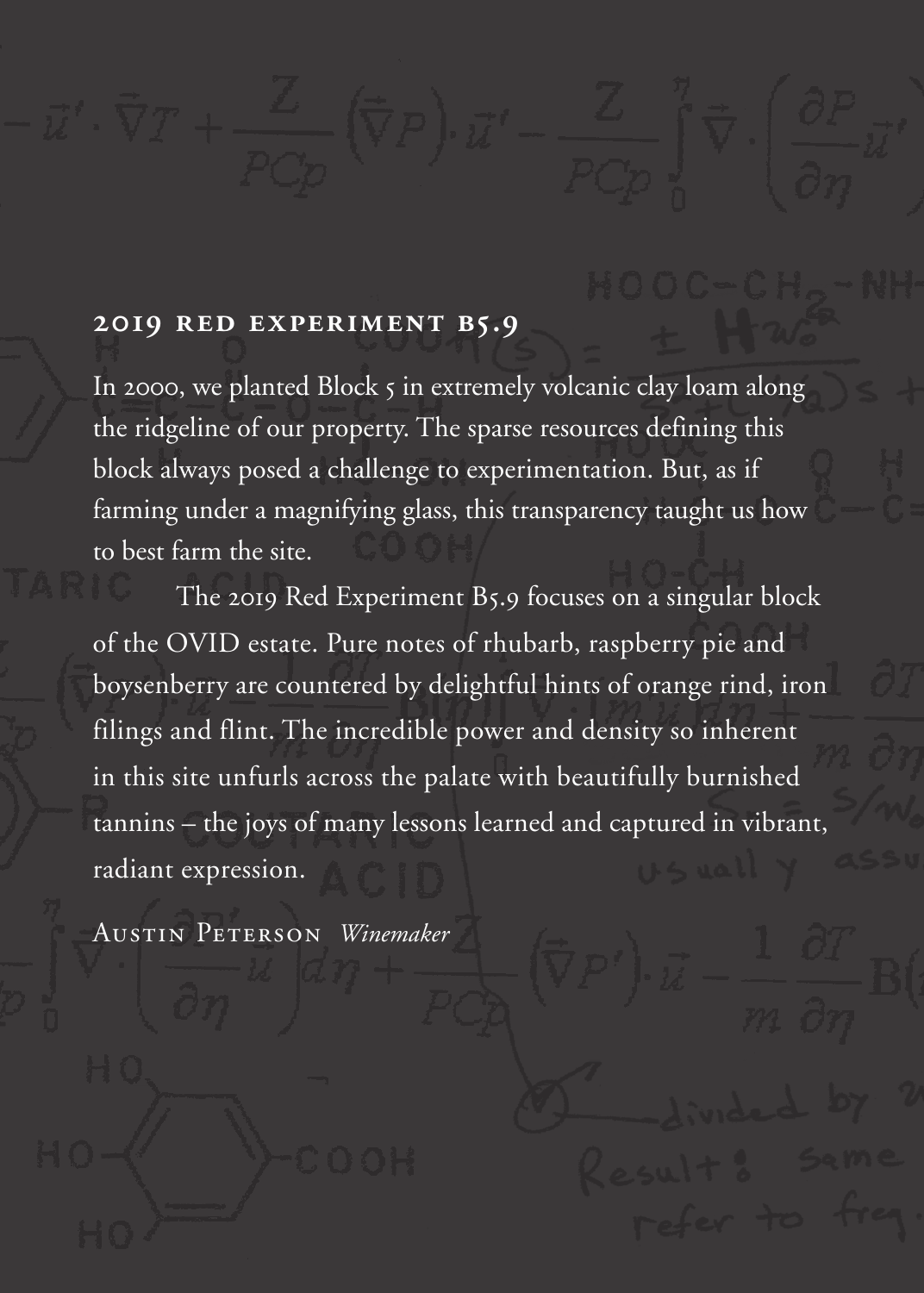## 2019 RED EXPERIMENT B5.9

In 2000, we planted Block 5 in extremely volcanic clay loam along the ridgeline of our property. The sparse resources defining this block always posed a challenge to experimentation. But, as if farming under a magnifying glass, this transparency taught us how to best farm the site.

The 2019 Red Experiment B5.9 focuses on a singular block of the OVID estate. Pure notes of rhubarb, raspberry pie and boysenberry are countered by delightful hints of orange rind, iron filings and flint. The incredible power and density so inherent in this site unfurls across the palate with beautifully burnished tannins – the joys of many lessons learned and captured in vibrant, radiant expression.

Austin Peterson *Winemaker*